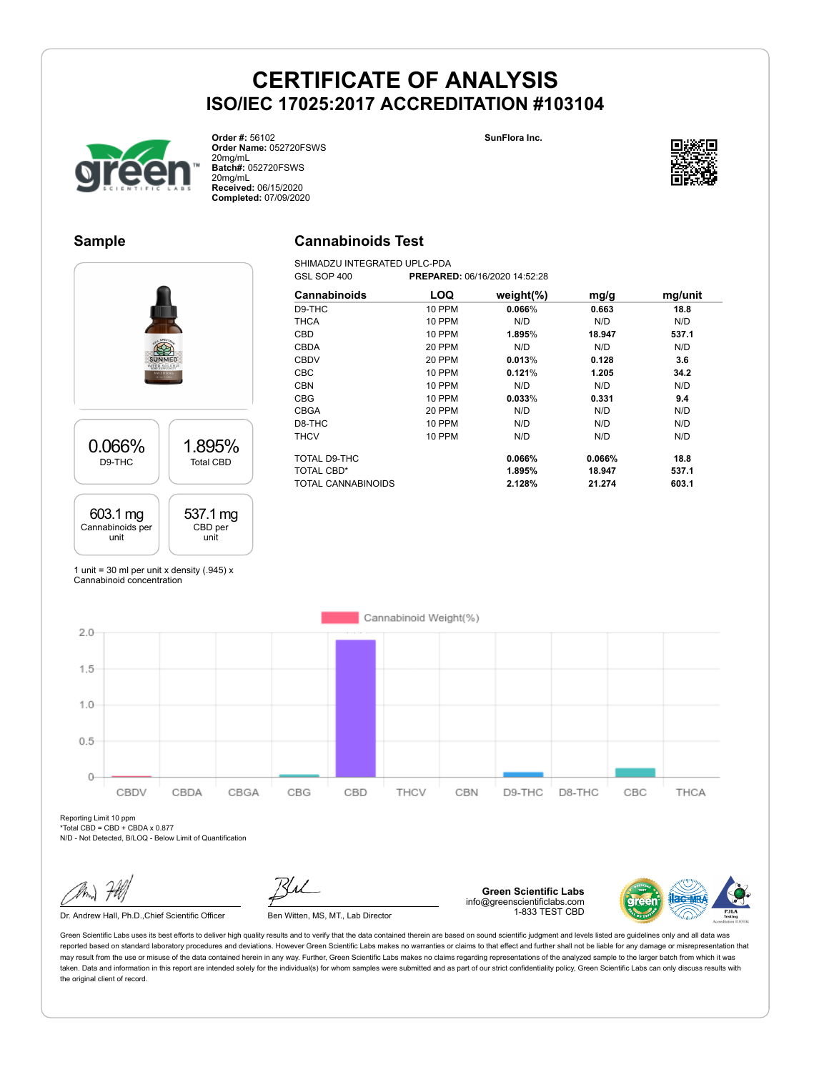# CERTIFICATE OF ANALYSIS

## ISO/IEC 17025:2017 ACCREDITATION #103104

**Order #:** 56102
**Order Name:** 052720FSWS 20mg/mL
**Batch#:** 052720FSWS 20mg/mL
**Received:** 06/15/2020
**Completed:** 07/09/2020

**SunFlora Inc.**

### Sample

| 0.066% | 1.895% |
|---|---|
| D9-THC | Total CBD |

| 603.1 mg | 537.1 mg |
|---|---|
| Cannabinoids per unit | CBD per unit |

1 unit = 30 ml per unit x density (.945) x Cannabinoid concentration

### Cannabinoids Test

SHIMADZU INTEGRATED UPLC-PDA
GSL SOP 400 **PREPARED:** 06/16/2020 14:52:28

| Cannabinoids | LOQ | weight(%) | mg/g | mg/unit |
|---|---|---|---|---|
| D9-THC | 10 PPM | 0.066% | 0.663 | 18.8 |
| THCA | 10 PPM | N/D | N/D | N/D |
| CBD | 10 PPM | 1.895% | 18.947 | 537.1 |
| CBDA | 20 PPM | N/D | N/D | N/D |
| CBDV | 20 PPM | 0.013% | 0.128 | 3.6 |
| CBC | 10 PPM | 0.121% | 1.205 | 34.2 |
| CBN | 10 PPM | N/D | N/D | N/D |
| CBG | 10 PPM | 0.033% | 0.331 | 9.4 |
| CBGA | 20 PPM | N/D | N/D | N/D |
| D8-THC | 10 PPM | N/D | N/D | N/D |
| THCV | 10 PPM | N/D | N/D | N/D |
| TOTAL D9-THC | | 0.066% | 0.066% | 18.8 |
| TOTAL CBD* | | 1.895% | 18.947 | 537.1 |
| TOTAL CANNABINOIDS | | 2.128% | 21.274 | 603.1 |

Cannabinoid Weight(%)

Reporting Limit 10 ppm
*Total CBD = CBD + CBDA x 0.877
N/D - Not Detected, B/LOQ - Below Limit of Quantification

Dr. Andrew Hall, Ph.D.,Chief Scientific Officer

Ben Witten, MS, MT., Lab Director

**Green Scientific Labs**
info@greenscientificlabs.com
1-833 TEST CBD

Green Scientific Labs uses its best efforts to deliver high quality results and to verify that the data contained therein are based on sound scientific judgment and levels listed are guidelines only and all data was reported based on standard laboratory procedures and deviations. However Green Scientific Labs makes no warranties or claims to that effect and further shall not be liable for any damage or misrepresentation that may result from the use or misuse of the data contained herein in any way. Further, Green Scientific Labs makes no claims regarding representations of the analyzed sample to the larger batch from which it was taken. Data and information in this report are intended solely for the individual(s) for whom samples were submitted and as part of our strict confidentiality policy, Green Scientific Labs can only discuss results with the original client of record.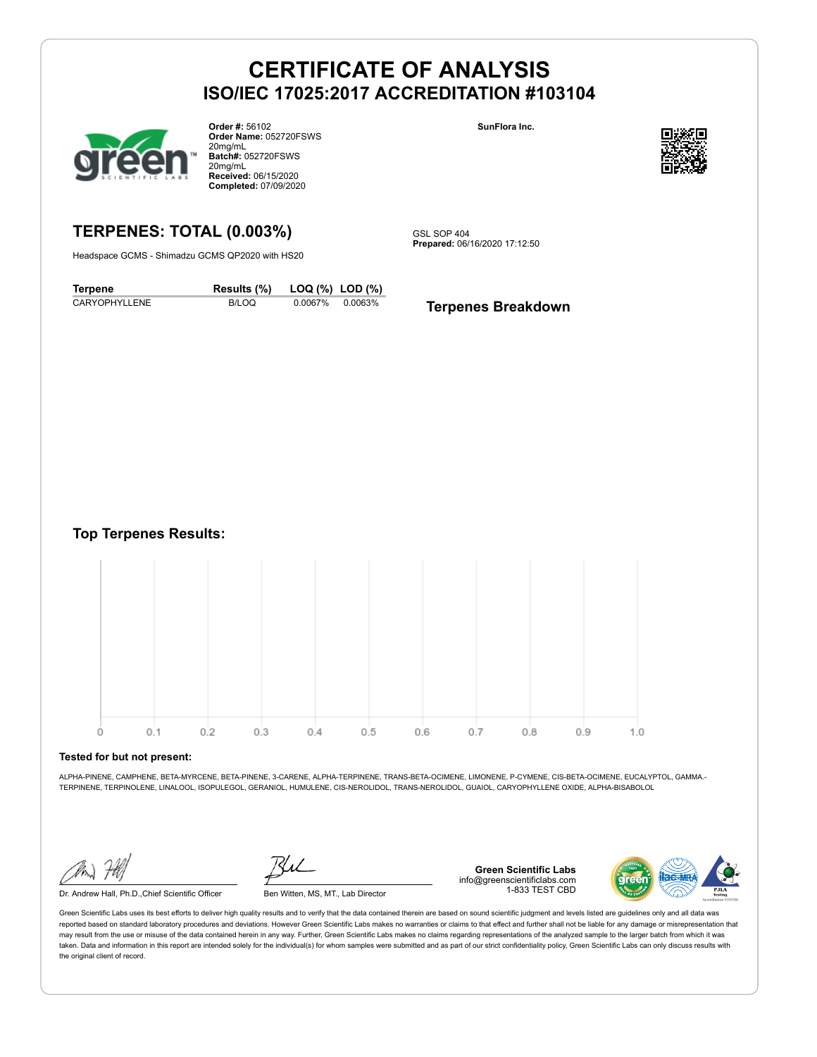# CERTIFICATE OF ANALYSIS
## ISO/IEC 17025:2017 ACCREDITATION #103104

**Order #:** 56102
**Order Name:** 052720FSWS 20mg/mL
**Batch#:** 052720FSWS 20mg/mL
**Received:** 06/15/2020
**Completed:** 07/09/2020

**SunFlora Inc.**

## TERPENES: TOTAL (0.003%)

Headspace GCMS - Shimadzu GCMS QP2020 with HS20

GSL SOP 404
**Prepared:** 06/16/2020 17:12:50

| Terpene | Results (%) | LOQ (%) | LOD (%) |
|---|---|---|---|
| CARYOPHYLLENE | B/LOQ | 0.0067% | 0.0063% |

### Terpenes Breakdown

### Top Terpenes Results:

0 0.1 0.2 0.3 0.4 0.5 0.6 0.7 0.8 0.9 1.0

**Tested for but not present:**

ALPHA-PINENE, CAMPHENE, BETA-MYRCENE, BETA-PINENE, 3-CARENE, ALPHA-TERPINENE, TRANS-BETA-OCIMENE, LIMONENE, P-CYMENE, CIS-BETA-OCIMENE, EUCALYPTOL, GAMMA.-TERPINENE, TERPINOLENE, LINALOOL, ISOPULEGOL, GERANIOL, HUMULENE, CIS-NEROLIDOL, TRANS-NEROLIDOL, GUAIOL, CARYOPHYLLENE OXIDE, ALPHA-BISABOLOL

Dr. Andrew Hall, Ph.D.,Chief Scientific Officer

Ben Witten, MS, MT., Lab Director

**Green Scientific Labs**
info@greenscientificlabs.com
1-833 TEST CBD

Green Scientific Labs uses its best efforts to deliver high quality results and to verify that the data contained therein are based on sound scientific judgment and levels listed are guidelines only and all data was reported based on standard laboratory procedures and deviations. However Green Scientific Labs makes no warranties or claims to that effect and further shall not be liable for any damage or misrepresentation that may result from the use or misuse of the data contained herein in any way. Further, Green Scientific Labs makes no claims regarding representations of the analyzed sample to the larger batch from which it was taken. Data and information in this report are intended solely for the individual(s) for whom samples were submitted and as part of our strict confidentiality policy, Green Scientific Labs can only discuss results with the original client of record.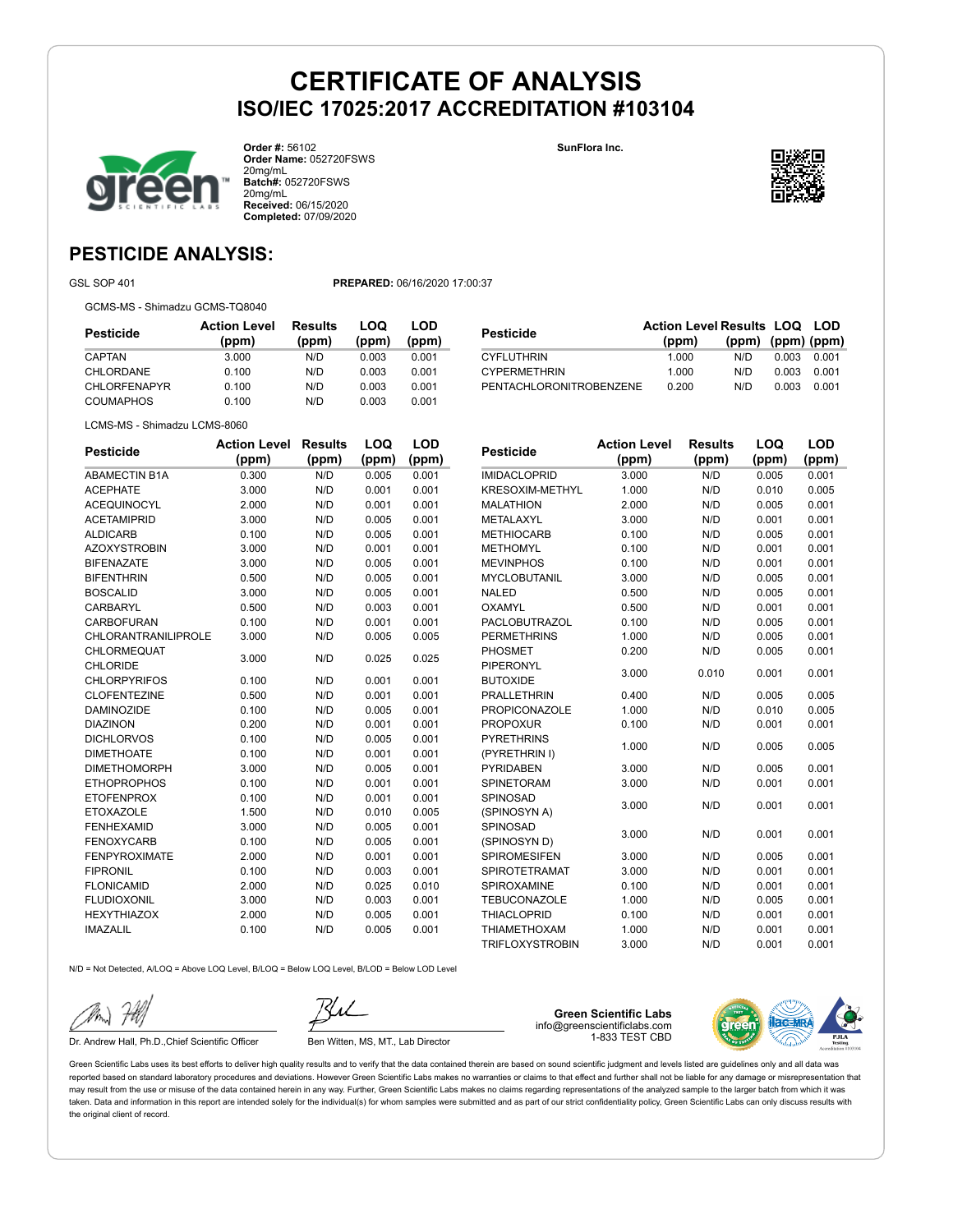# CERTIFICATE OF ANALYSIS
## ISO/IEC 17025:2017 ACCREDITATION #103104

**Order #:** 56102
**Order Name:** 052720FSWS 20mg/mL
**Batch#:** 052720FSWS 20mg/mL
**Received:** 06/15/2020
**Completed:** 07/09/2020

**SunFlora Inc.**

## PESTICIDE ANALYSIS:

GSL SOP 401 **PREPARED:** 06/16/2020 17:00:37

GCMS-MS - Shimadzu GCMS-TQ8040

| Pesticide | Action Level (ppm) | Results (ppm) | LOQ (ppm) | LOD (ppm) |
|---|---|---|---|---|
| CAPTAN | 3.000 | N/D | 0.003 | 0.001 |
| CHLORDANE | 0.100 | N/D | 0.003 | 0.001 |
| CHLORFENAPYR | 0.100 | N/D | 0.003 | 0.001 |
| COUMAPHOS | 0.100 | N/D | 0.003 | 0.001 |
| CYFLUTHRIN | 1.000 | N/D | 0.003 | 0.001 |
| CYPERMETHRIN | 1.000 | N/D | 0.003 | 0.001 |
| PENTACHLORONITROBENZENE | 0.200 | N/D | 0.003 | 0.001 |

LCMS-MS - Shimadzu LCMS-8060

| Pesticide | Action Level (ppm) | Results (ppm) | LOQ (ppm) | LOD (ppm) |
|---|---|---|---|---|
| ABAMECTIN B1A | 0.300 | N/D | 0.005 | 0.001 |
| ACEPHATE | 3.000 | N/D | 0.001 | 0.001 |
| ACEQUINOCYL | 2.000 | N/D | 0.001 | 0.001 |
| ACETAMIPRID | 3.000 | N/D | 0.005 | 0.001 |
| ALDICARB | 0.100 | N/D | 0.005 | 0.001 |
| AZOXYSTROBIN | 3.000 | N/D | 0.001 | 0.001 |
| BIFENAZATE | 3.000 | N/D | 0.005 | 0.001 |
| BIFENTHRIN | 0.500 | N/D | 0.005 | 0.001 |
| BOSCALID | 3.000 | N/D | 0.005 | 0.001 |
| CARBARYL | 0.500 | N/D | 0.003 | 0.001 |
| CARBOFURAN | 0.100 | N/D | 0.001 | 0.001 |
| CHLORANTRANILIPROLE | 3.000 | N/D | 0.005 | 0.005 |
| CHLORMEQUAT CHLORIDE | 3.000 | N/D | 0.025 | 0.025 |
| CHLORPYRIFOS | 0.100 | N/D | 0.001 | 0.001 |
| CLOFENTEZINE | 0.500 | N/D | 0.001 | 0.001 |
| DAMINOZIDE | 0.100 | N/D | 0.005 | 0.001 |
| DIAZINON | 0.200 | N/D | 0.001 | 0.001 |
| DICHLORVOS | 0.100 | N/D | 0.005 | 0.001 |
| DIMETHOATE | 0.100 | N/D | 0.001 | 0.001 |
| DIMETHOMORPH | 3.000 | N/D | 0.005 | 0.001 |
| ETHOPROPHOS | 0.100 | N/D | 0.001 | 0.001 |
| ETOFENPROX | 0.100 | N/D | 0.001 | 0.001 |
| ETOXAZOLE | 1.500 | N/D | 0.010 | 0.005 |
| FENHEXAMID | 3.000 | N/D | 0.005 | 0.001 |
| FENOXYCARB | 0.100 | N/D | 0.005 | 0.001 |
| FENPYROXIMATE | 2.000 | N/D | 0.001 | 0.001 |
| FIPRONIL | 0.100 | N/D | 0.003 | 0.001 |
| FLONICAMID | 2.000 | N/D | 0.025 | 0.010 |
| FLUDIOXONIL | 3.000 | N/D | 0.003 | 0.001 |
| HEXYTHIAZOX | 2.000 | N/D | 0.005 | 0.001 |
| IMAZALIL | 0.100 | N/D | 0.005 | 0.001 |
| IMIDACLOPRID | 3.000 | N/D | 0.005 | 0.001 |
| KRESOXIM-METHYL | 1.000 | N/D | 0.010 | 0.005 |
| MALATHION | 2.000 | N/D | 0.005 | 0.001 |
| METALAXYL | 3.000 | N/D | 0.001 | 0.001 |
| METHIOCARB | 0.100 | N/D | 0.005 | 0.001 |
| METHOMYL | 0.100 | N/D | 0.001 | 0.001 |
| MEVINPHOS | 0.100 | N/D | 0.001 | 0.001 |
| MYCLOBUTANIL | 3.000 | N/D | 0.005 | 0.001 |
| NALED | 0.500 | N/D | 0.005 | 0.001 |
| OXAMYL | 0.500 | N/D | 0.001 | 0.001 |
| PACLOBUTRAZOL | 0.100 | N/D | 0.005 | 0.001 |
| PERMETHRINS | 1.000 | N/D | 0.005 | 0.001 |
| PHOSMET | 0.200 | N/D | 0.005 | 0.001 |
| PIPERONYL BUTOXIDE | 3.000 | 0.010 | 0.001 | 0.001 |
| PRALLETHRIN | 0.400 | N/D | 0.005 | 0.005 |
| PROPICONAZOLE | 1.000 | N/D | 0.010 | 0.005 |
| PROPOXUR | 0.100 | N/D | 0.001 | 0.001 |
| PYRETHRINS (PYRETHRIN I) | 1.000 | N/D | 0.005 | 0.005 |
| PYRIDABEN | 3.000 | N/D | 0.005 | 0.001 |
| SPINETORAM | 3.000 | N/D | 0.001 | 0.001 |
| SPINOSAD (SPINOSYN A) | 3.000 | N/D | 0.001 | 0.001 |
| SPINOSAD (SPINOSYN D) | 3.000 | N/D | 0.001 | 0.001 |
| SPIROMESIFEN | 3.000 | N/D | 0.005 | 0.001 |
| SPIROTETRAMAT | 3.000 | N/D | 0.001 | 0.001 |
| SPIROXAMINE | 0.100 | N/D | 0.001 | 0.001 |
| TEBUCONAZOLE | 1.000 | N/D | 0.005 | 0.001 |
| THIACLOPRID | 0.100 | N/D | 0.001 | 0.001 |
| THIAMETHOXAM | 1.000 | N/D | 0.001 | 0.001 |
| TRIFLOXYSTROBIN | 3.000 | N/D | 0.001 | 0.001 |

N/D = Not Detected, A/LOQ = Above LOQ Level, B/LOQ = Below LOQ Level, B/LOD = Below LOD Level

Dr. Andrew Hall, Ph.D.,Chief Scientific Officer

Ben Witten, MS, MT., Lab Director

**Green Scientific Labs**
info@greenscientificlabs.com
1-833 TEST CBD

Green Scientific Labs uses its best efforts to deliver high quality results and to verify that the data contained therein are based on sound scientific judgment and levels listed are guidelines only and all data was reported based on standard laboratory procedures and deviations. However Green Scientific Labs makes no warranties or claims to that effect and further shall not be liable for any damage or misrepresentation that may result from the use or misuse of the data contained herein in any way. Further, Green Scientific Labs makes no claims regarding representations of the analyzed sample to the larger batch from which it was taken. Data and information in this report are intended solely for the individual(s) for whom samples were submitted and as part of our strict confidentiality policy, Green Scientific Labs can only discuss results with the original client of record.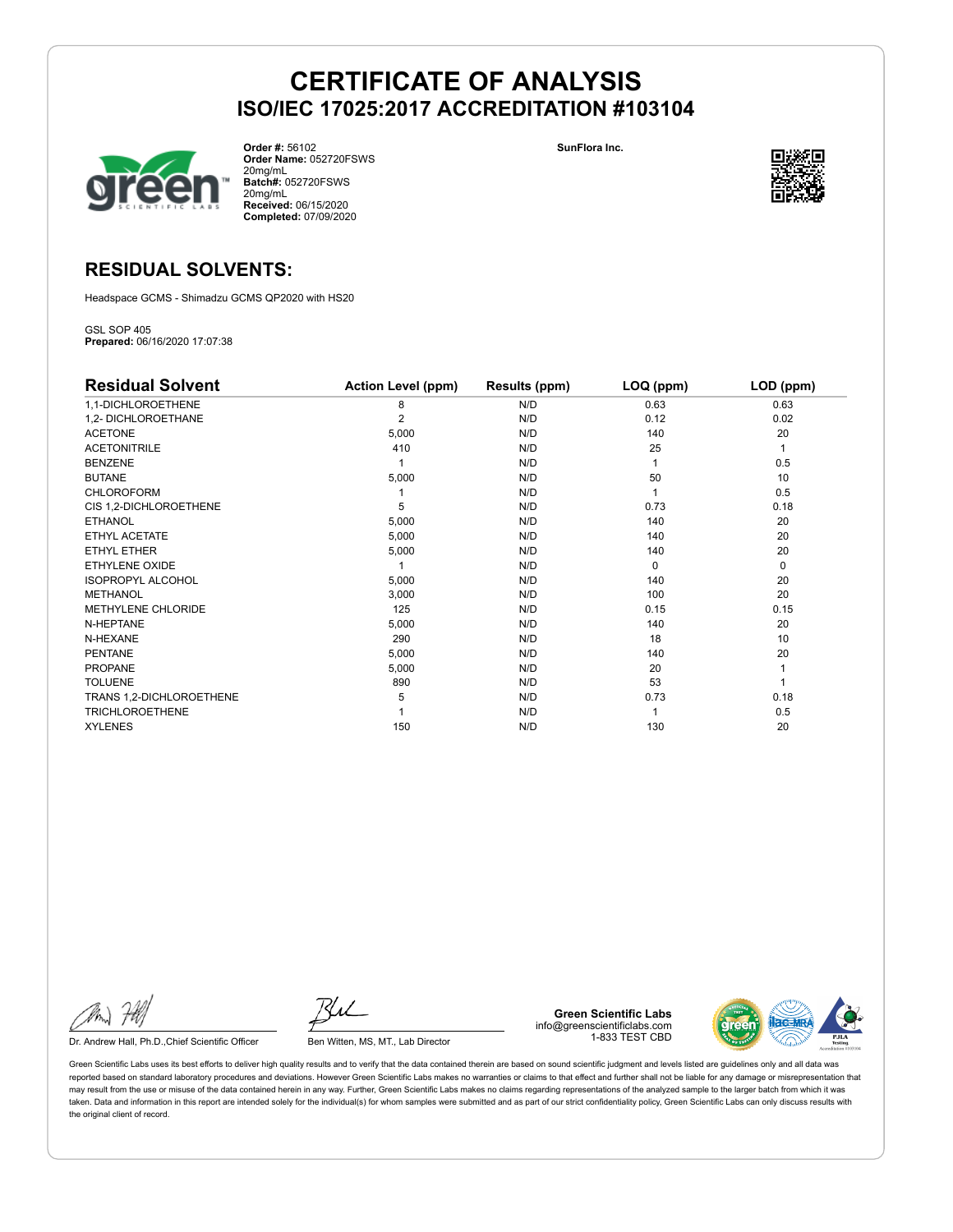# CERTIFICATE OF ANALYSIS
## ISO/IEC 17025:2017 ACCREDITATION #103104

**Order #:** 56102
**Order Name:** 052720FSWS 20mg/mL
**Batch#:** 052720FSWS 20mg/mL
**Received:** 06/15/2020
**Completed:** 07/09/2020

**SunFlora Inc.**

## RESIDUAL SOLVENTS:

Headspace GCMS - Shimadzu GCMS QP2020 with HS20

GSL SOP 405
**Prepared:** 06/16/2020 17:07:38

| Residual Solvent | Action Level (ppm) | Results (ppm) | LOQ (ppm) | LOD (ppm) |
|---|---|---|---|---|
| 1,1-DICHLOROETHENE | 8 | N/D | 0.63 | 0.63 |
| 1,2- DICHLOROETHANE | 2 | N/D | 0.12 | 0.02 |
| ACETONE | 5,000 | N/D | 140 | 20 |
| ACETONITRILE | 410 | N/D | 25 | 1 |
| BENZENE | 1 | N/D | 1 | 0.5 |
| BUTANE | 5,000 | N/D | 50 | 10 |
| CHLOROFORM | 1 | N/D | 1 | 0.5 |
| CIS 1,2-DICHLOROETHENE | 5 | N/D | 0.73 | 0.18 |
| ETHANOL | 5,000 | N/D | 140 | 20 |
| ETHYL ACETATE | 5,000 | N/D | 140 | 20 |
| ETHYL ETHER | 5,000 | N/D | 140 | 20 |
| ETHYLENE OXIDE | 1 | N/D | 0 | 0 |
| ISOPROPYL ALCOHOL | 5,000 | N/D | 140 | 20 |
| METHANOL | 3,000 | N/D | 100 | 20 |
| METHYLENE CHLORIDE | 125 | N/D | 0.15 | 0.15 |
| N-HEPTANE | 5,000 | N/D | 140 | 20 |
| N-HEXANE | 290 | N/D | 18 | 10 |
| PENTANE | 5,000 | N/D | 140 | 20 |
| PROPANE | 5,000 | N/D | 20 | 1 |
| TOLUENE | 890 | N/D | 53 | 1 |
| TRANS 1,2-DICHLOROETHENE | 5 | N/D | 0.73 | 0.18 |
| TRICHLOROETHENE | 1 | N/D | 1 | 0.5 |
| XYLENES | 150 | N/D | 130 | 20 |

Dr. Andrew Hall, Ph.D.,Chief Scientific Officer

Ben Witten, MS, MT., Lab Director

**Green Scientific Labs**
info@greenscientificlabs.com
1-833 TEST CBD

Green Scientific Labs uses its best efforts to deliver high quality results and to verify that the data contained therein are based on sound scientific judgment and levels listed are guidelines only and all data was reported based on standard laboratory procedures and deviations. However Green Scientific Labs makes no warranties or claims to that effect and further shall not be liable for any damage or misrepresentation that may result from the use or misuse of the data contained herein in any way. Further, Green Scientific Labs makes no claims regarding representations of the analyzed sample to the larger batch from which it was taken. Data and information in this report are intended solely for the individual(s) for whom samples were submitted and as part of our strict confidentiality policy, Green Scientific Labs can only discuss results with the original client of record.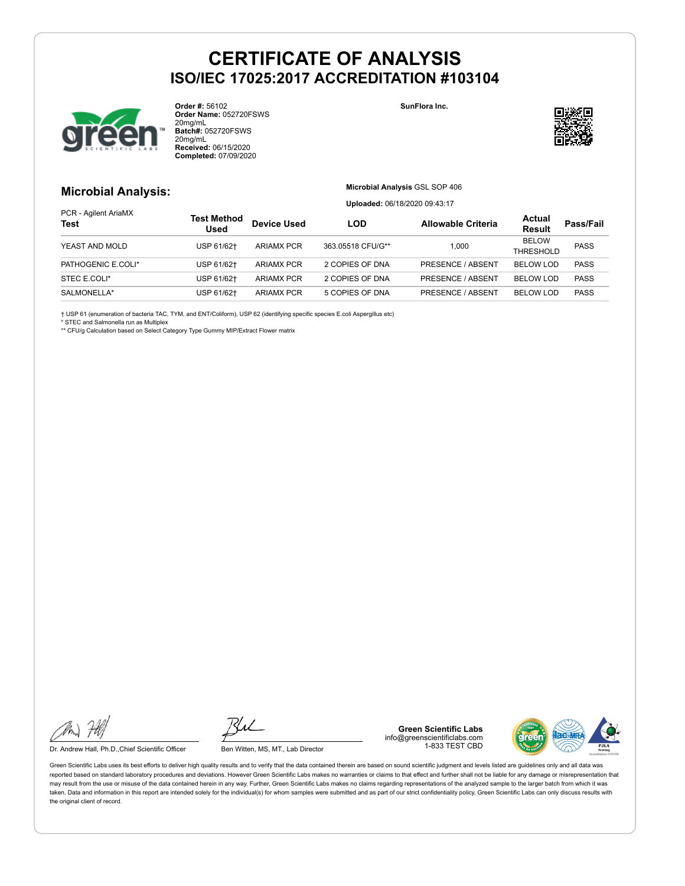# CERTIFICATE OF ANALYSIS
## ISO/IEC 17025:2017 ACCREDITATION #103104

**Order #:** 56102
**Order Name:** 052720FSWS 20mg/mL
**Batch#:** 052720FSWS 20mg/mL
**Received:** 06/15/2020
**Completed:** 07/09/2020

**SunFlora Inc.**

## Microbial Analysis:

**Microbial Analysis** GSL SOP 406

**Uploaded:** 06/18/2020 09:43:17

PCR - Agilent AriaMX

| Test | Test Method Used | Device Used | LOD | Allowable Criteria | Actual Result | Pass/Fail |
|---|---|---|---|---|---|---|
| YEAST AND MOLD | USP 61/62† | ARIAMX PCR | 363.05518 CFU/G** | 1,000 | BELOW THRESHOLD | PASS |
| PATHOGENIC E.COLI* | USP 61/62† | ARIAMX PCR | 2 COPIES OF DNA | PRESENCE / ABSENT | BELOW LOD | PASS |
| STEC E.COLI* | USP 61/62† | ARIAMX PCR | 2 COPIES OF DNA | PRESENCE / ABSENT | BELOW LOD | PASS |
| SALMONELLA* | USP 61/62† | ARIAMX PCR | 5 COPIES OF DNA | PRESENCE / ABSENT | BELOW LOD | PASS |

† USP 61 (enumeration of bacteria TAC, TYM, and ENT/Coliform), USP 62 (identifying specific species E.coli Aspergillus etc)
* STEC and Salmonella run as Multiplex
** CFU/g Calculation based on Select Category Type Gummy MIP/Extract Flower matrix

Dr. Andrew Hall, Ph.D.,Chief Scientific Officer

Ben Witten, MS, MT., Lab Director

**Green Scientific Labs**
info@greenscientificlabs.com
1-833 TEST CBD

Green Scientific Labs uses its best efforts to deliver high quality results and to verify that the data contained therein are based on sound scientific judgment and levels listed are guidelines only and all data was reported based on standard laboratory procedures and deviations. However Green Scientific Labs makes no warranties or claims to that effect and further shall not be liable for any damage or misrepresentation that may result from the use or misuse of the data contained herein in any way. Further, Green Scientific Labs makes no claims regarding representations of the analyzed sample to the larger batch from which it was taken. Data and information in this report are intended solely for the individual(s) for whom samples were submitted and as part of our strict confidentiality policy, Green Scientific Labs can only discuss results with the original client of record.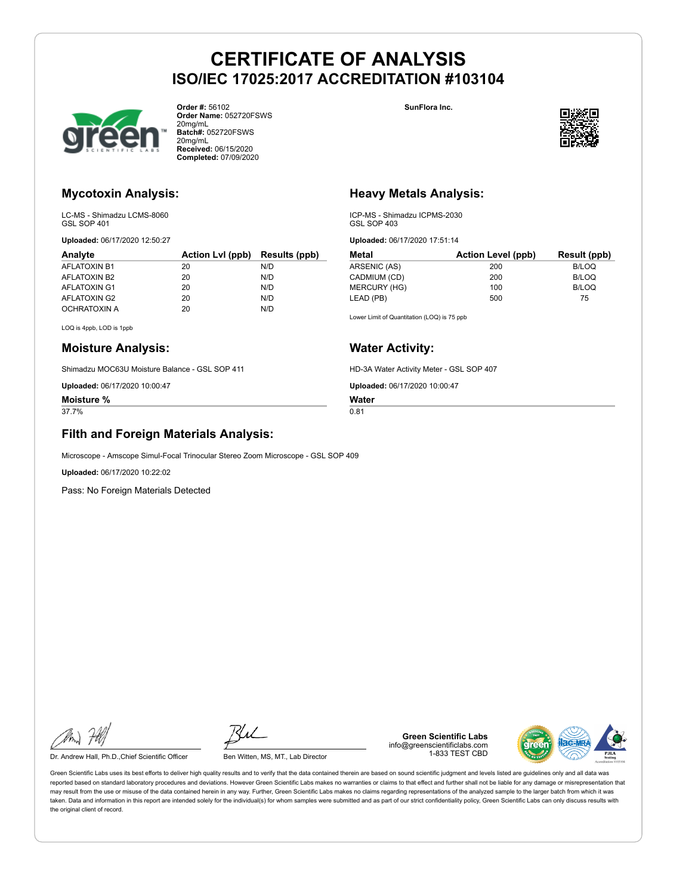# CERTIFICATE OF ANALYSIS
## ISO/IEC 17025:2017 ACCREDITATION #103104

**Order #:** 56102
**Order Name:** 052720FSWS 20mg/mL
**Batch#:** 052720FSWS 20mg/mL
**Received:** 06/15/2020
**Completed:** 07/09/2020

SunFlora Inc.

## Mycotoxin Analysis:

LC-MS - Shimadzu LCMS-8060
GSL SOP 401

**Uploaded:** 06/17/2020 12:50:27

| Analyte | Action Lvl (ppb) | Results (ppb) |
|---|---|---|
| AFLATOXIN B1 | 20 | N/D |
| AFLATOXIN B2 | 20 | N/D |
| AFLATOXIN G1 | 20 | N/D |
| AFLATOXIN G2 | 20 | N/D |
| OCHRATOXIN A | 20 | N/D |

LOQ is 4ppb, LOD is 1ppb

## Heavy Metals Analysis:

ICP-MS - Shimadzu ICPMS-2030
GSL SOP 403

**Uploaded:** 06/17/2020 17:51:14

| Metal | Action Level (ppb) | Result (ppb) |
|---|---|---|
| ARSENIC (AS) | 200 | B/LOQ |
| CADMIUM (CD) | 200 | B/LOQ |
| MERCURY (HG) | 100 | B/LOQ |
| LEAD (PB) | 500 | 75 |

Lower Limit of Quantitation (LOQ) is 75 ppb

## Moisture Analysis:

Shimadzu MOC63U Moisture Balance - GSL SOP 411

**Uploaded:** 06/17/2020 10:00:47

| Moisture % |
|---|
| 37.7% |

## Water Activity:

HD-3A Water Activity Meter - GSL SOP 407

**Uploaded:** 06/17/2020 10:00:47

| Water |
|---|
| 0.81 |

## Filth and Foreign Materials Analysis:

Microscope - Amscope Simul-Focal Trinocular Stereo Zoom Microscope - GSL SOP 409

**Uploaded:** 06/17/2020 10:22:02

Pass: No Foreign Materials Detected

Dr. Andrew Hall, Ph.D.,Chief Scientific Officer

Ben Witten, MS, MT., Lab Director

**Green Scientific Labs**
info@greenscientificlabs.com
1-833 TEST CBD

Green Scientific Labs uses its best efforts to deliver high quality results and to verify that the data contained therein are based on sound scientific judgment and levels listed are guidelines only and all data was reported based on standard laboratory procedures and deviations. However Green Scientific Labs makes no warranties or claims to that effect and further shall not be liable for any damage or misrepresentation that may result from the use or misuse of the data contained herein in any way. Further, Green Scientific Labs makes no claims regarding representations of the analyzed sample to the larger batch from which it was taken. Data and information in this report are intended solely for the individual(s) for whom samples were submitted and as part of our strict confidentiality policy, Green Scientific Labs can only discuss results with the original client of record.